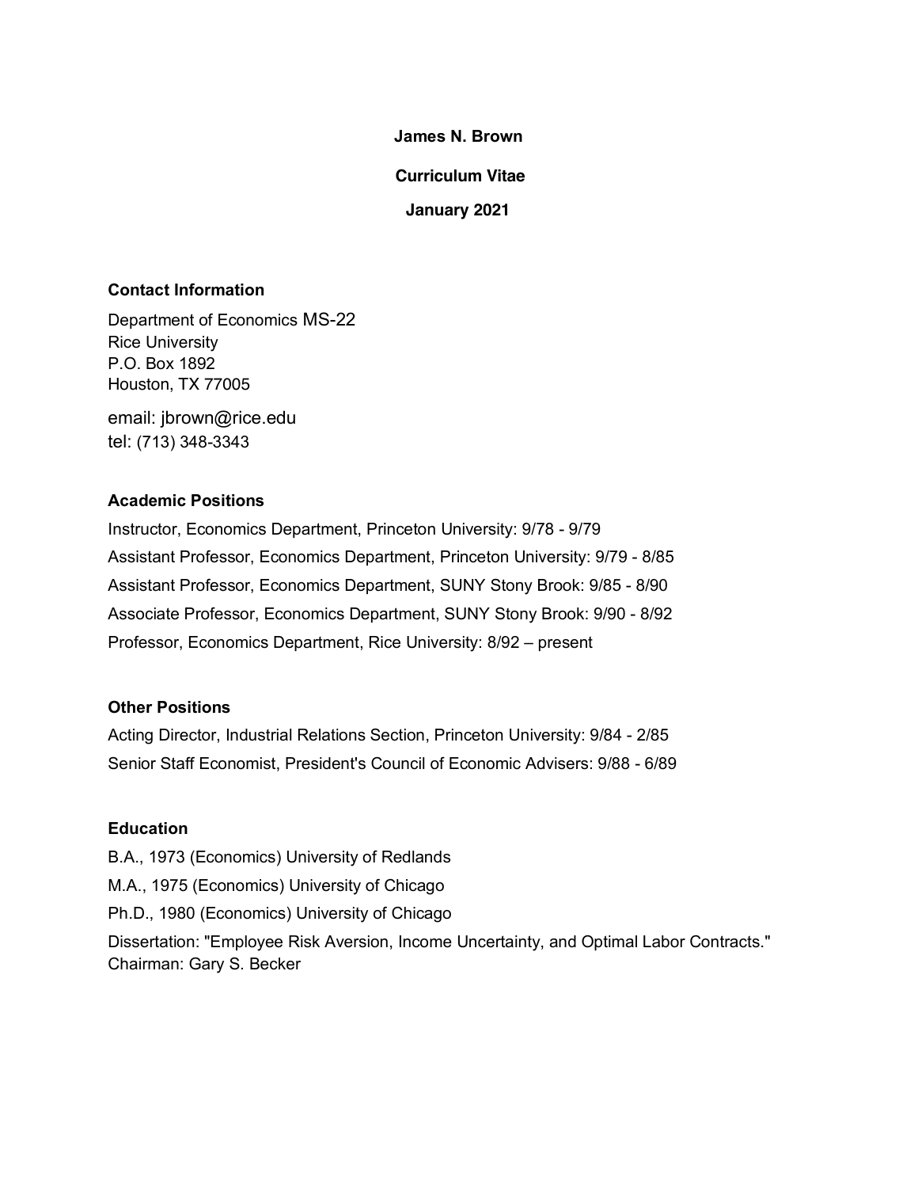# James N. Brown

## Curriculum Vitae

### January 2021

### Contact Information

Department of Economics MS-22
Rice University
P.O. Box 1892
Houston, TX 77005

email: jbrown@rice.edu
tel: (713) 348-3343

### Academic Positions

Instructor, Economics Department, Princeton University: 9/78 - 9/79

Assistant Professor, Economics Department, Princeton University: 9/79 - 8/85

Assistant Professor, Economics Department, SUNY Stony Brook: 9/85 - 8/90

Associate Professor, Economics Department, SUNY Stony Brook: 9/90 - 8/92

Professor, Economics Department, Rice University: 8/92 – present

### Other Positions

Acting Director, Industrial Relations Section, Princeton University: 9/84 - 2/85

Senior Staff Economist, President's Council of Economic Advisers: 9/88 - 6/89

### Education

B.A., 1973 (Economics) University of Redlands

M.A., 1975 (Economics) University of Chicago

Ph.D., 1980 (Economics) University of Chicago

Dissertation: "Employee Risk Aversion, Income Uncertainty, and Optimal Labor Contracts."
Chairman: Gary S. Becker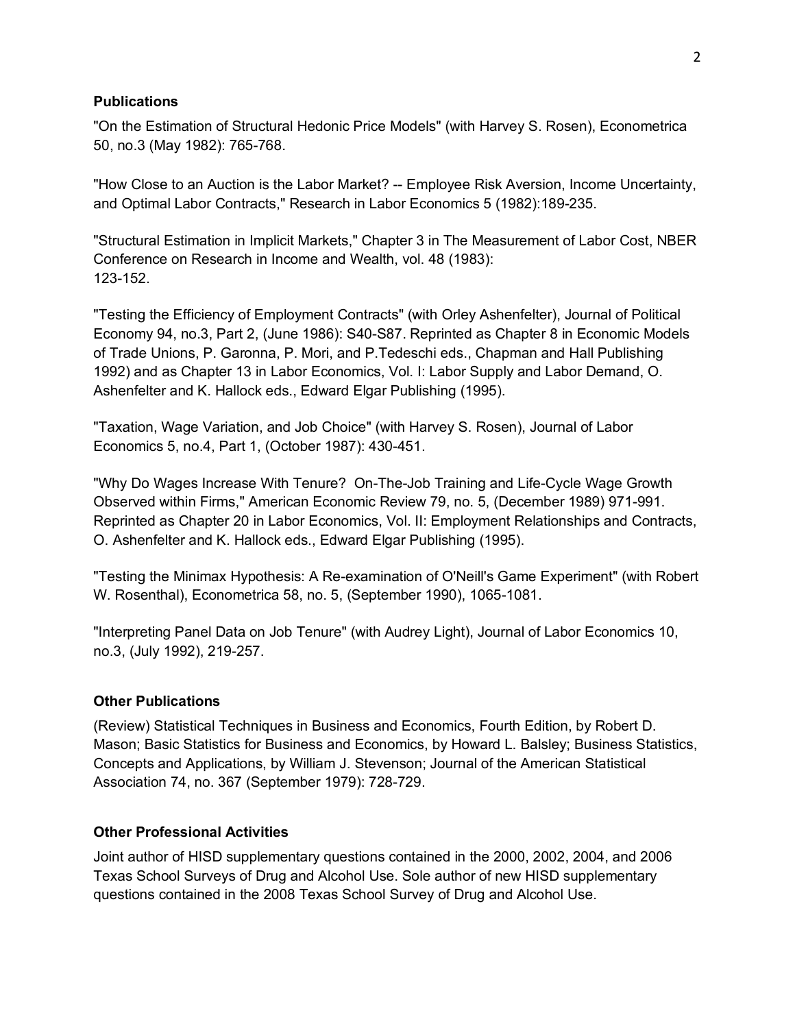**Publications**

"On the Estimation of Structural Hedonic Price Models" (with Harvey S. Rosen), Econometrica 50, no.3 (May 1982): 765-768.

"How Close to an Auction is the Labor Market? -- Employee Risk Aversion, Income Uncertainty, and Optimal Labor Contracts," Research in Labor Economics 5 (1982):189-235.

"Structural Estimation in Implicit Markets," Chapter 3 in The Measurement of Labor Cost, NBER Conference on Research in Income and Wealth, vol. 48 (1983): 123-152.

"Testing the Efficiency of Employment Contracts" (with Orley Ashenfelter), Journal of Political Economy 94, no.3, Part 2, (June 1986): S40-S87. Reprinted as Chapter 8 in Economic Models of Trade Unions, P. Garonna, P. Mori, and P.Tedeschi eds., Chapman and Hall Publishing 1992) and as Chapter 13 in Labor Economics, Vol. I: Labor Supply and Labor Demand, O. Ashenfelter and K. Hallock eds., Edward Elgar Publishing (1995).

"Taxation, Wage Variation, and Job Choice" (with Harvey S. Rosen), Journal of Labor Economics 5, no.4, Part 1, (October 1987): 430-451.

"Why Do Wages Increase With Tenure? On-The-Job Training and Life-Cycle Wage Growth Observed within Firms," American Economic Review 79, no. 5, (December 1989) 971-991. Reprinted as Chapter 20 in Labor Economics, Vol. II: Employment Relationships and Contracts, O. Ashenfelter and K. Hallock eds., Edward Elgar Publishing (1995).

"Testing the Minimax Hypothesis: A Re-examination of O'Neill's Game Experiment" (with Robert W. Rosenthal), Econometrica 58, no. 5, (September 1990), 1065-1081.

"Interpreting Panel Data on Job Tenure" (with Audrey Light), Journal of Labor Economics 10, no.3, (July 1992), 219-257.

**Other Publications**

(Review) Statistical Techniques in Business and Economics, Fourth Edition, by Robert D. Mason; Basic Statistics for Business and Economics, by Howard L. Balsley; Business Statistics, Concepts and Applications, by William J. Stevenson; Journal of the American Statistical Association 74, no. 367 (September 1979): 728-729.

**Other Professional Activities**

Joint author of HISD supplementary questions contained in the 2000, 2002, 2004, and 2006 Texas School Surveys of Drug and Alcohol Use. Sole author of new HISD supplementary questions contained in the 2008 Texas School Survey of Drug and Alcohol Use.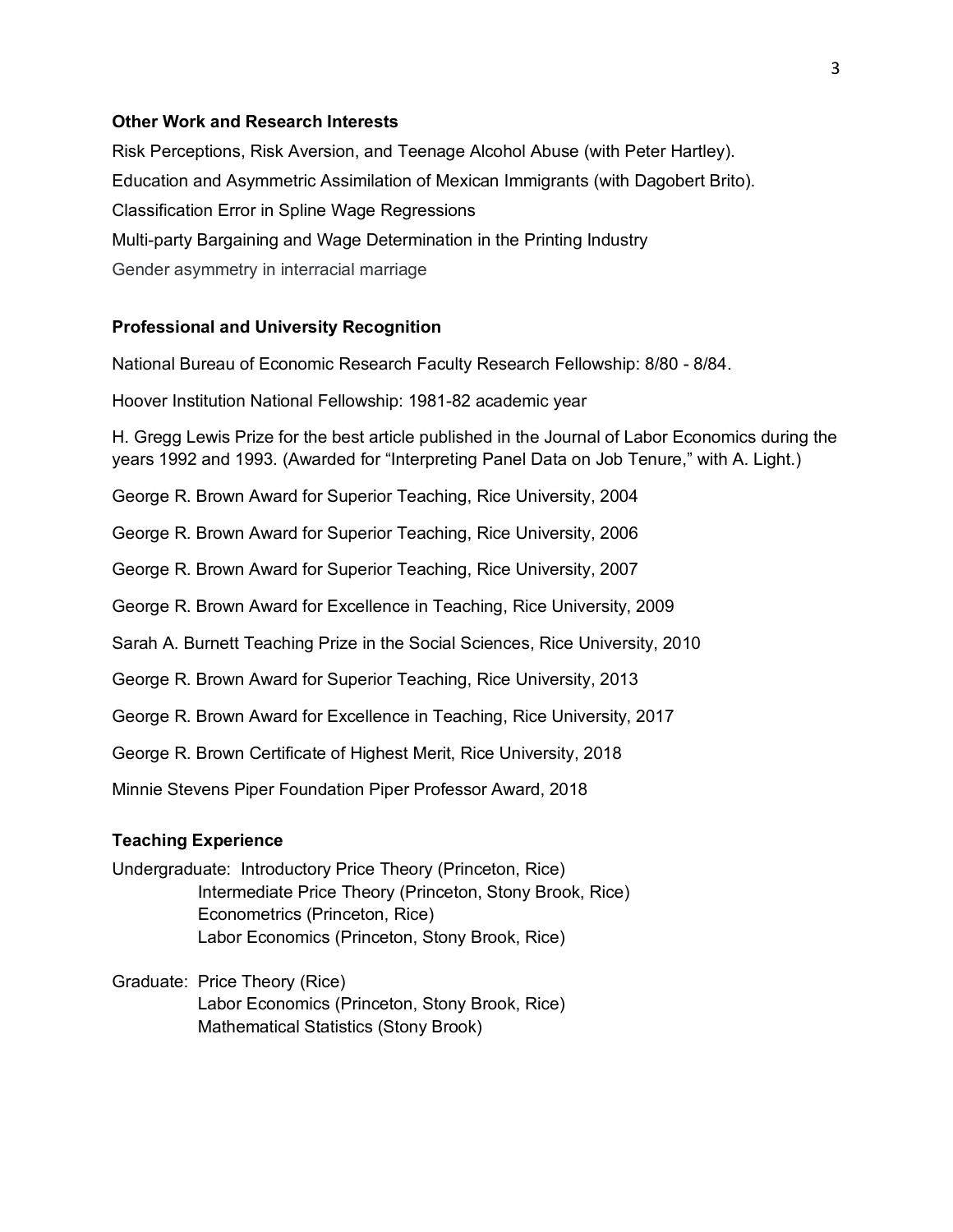### Other Work and Research Interests

Risk Perceptions, Risk Aversion, and Teenage Alcohol Abuse (with Peter Hartley).

Education and Asymmetric Assimilation of Mexican Immigrants (with Dagobert Brito).

Classification Error in Spline Wage Regressions

Multi-party Bargaining and Wage Determination in the Printing Industry

Gender asymmetry in interracial marriage

### Professional and University Recognition

National Bureau of Economic Research Faculty Research Fellowship: 8/80 - 8/84.

Hoover Institution National Fellowship: 1981-82 academic year

H. Gregg Lewis Prize for the best article published in the Journal of Labor Economics during the years 1992 and 1993. (Awarded for "Interpreting Panel Data on Job Tenure," with A. Light.)

George R. Brown Award for Superior Teaching, Rice University, 2004

George R. Brown Award for Superior Teaching, Rice University, 2006

George R. Brown Award for Superior Teaching, Rice University, 2007

George R. Brown Award for Excellence in Teaching, Rice University, 2009

Sarah A. Burnett Teaching Prize in the Social Sciences, Rice University, 2010

George R. Brown Award for Superior Teaching, Rice University, 2013

George R. Brown Award for Excellence in Teaching, Rice University, 2017

George R. Brown Certificate of Highest Merit, Rice University, 2018

Minnie Stevens Piper Foundation Piper Professor Award, 2018

### Teaching Experience

Undergraduate:
- Introductory Price Theory (Princeton, Rice)
- Intermediate Price Theory (Princeton, Stony Brook, Rice)
- Econometrics (Princeton, Rice)
- Labor Economics (Princeton, Stony Brook, Rice)

Graduate:
- Price Theory (Rice)
- Labor Economics (Princeton, Stony Brook, Rice)
- Mathematical Statistics (Stony Brook)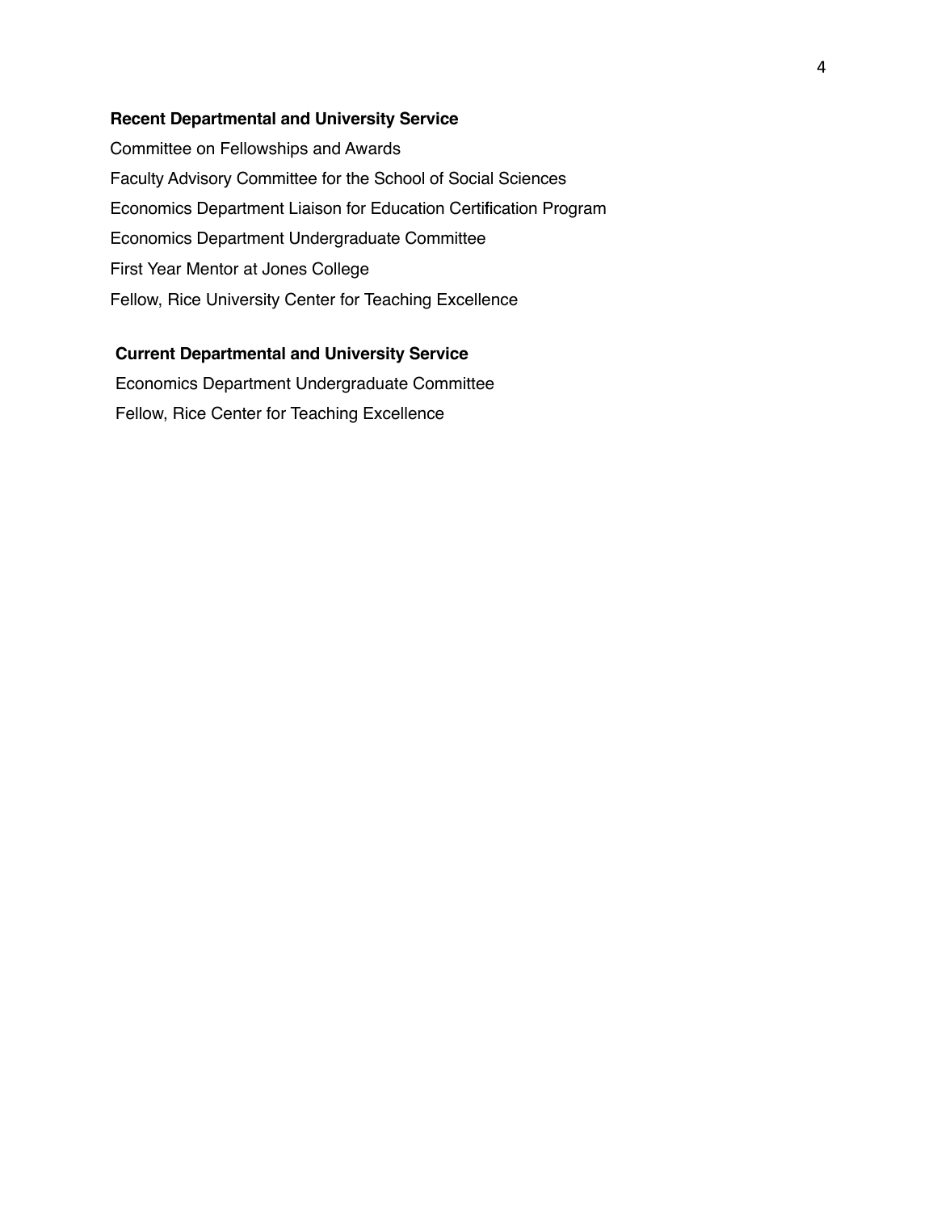**Recent Departmental and University Service**

Committee on Fellowships and Awards

Faculty Advisory Committee for the School of Social Sciences

Economics Department Liaison for Education Certification Program

Economics Department Undergraduate Committee

First Year Mentor at Jones College

Fellow, Rice University Center for Teaching Excellence

**Current Departmental and University Service**

Economics Department Undergraduate Committee

Fellow, Rice Center for Teaching Excellence